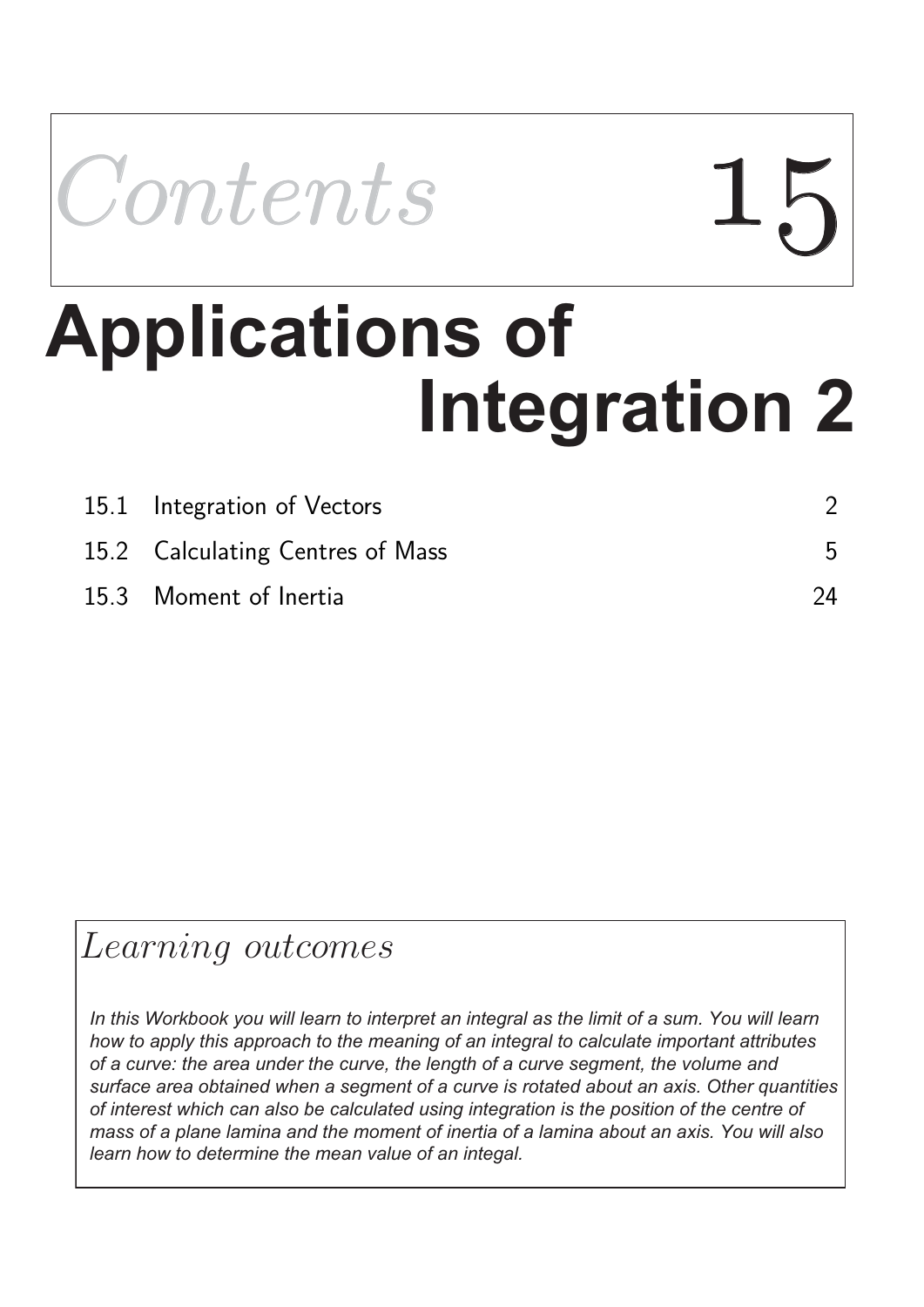# Contents 15

# Applications of Integration 2

| | | |
|---|---|---|
| 15.1 | Integration of Vectors | 2 |
| 15.2 | Calculating Centres of Mass | 5 |
| 15.3 | Moment of Inertia | 24 |

## *Learning outcomes*

*In this Workbook you will learn to interpret an integral as the limit of a sum. You will learn how to apply this approach to the meaning of an integral to calculate important attributes of a curve: the area under the curve, the length of a curve segment, the volume and surface area obtained when a segment of a curve is rotated about an axis. Other quantities of interest which can also be calculated using integration is the position of the centre of mass of a plane lamina and the moment of inertia of a lamina about an axis. You will also learn how to determine the mean value of an integral.*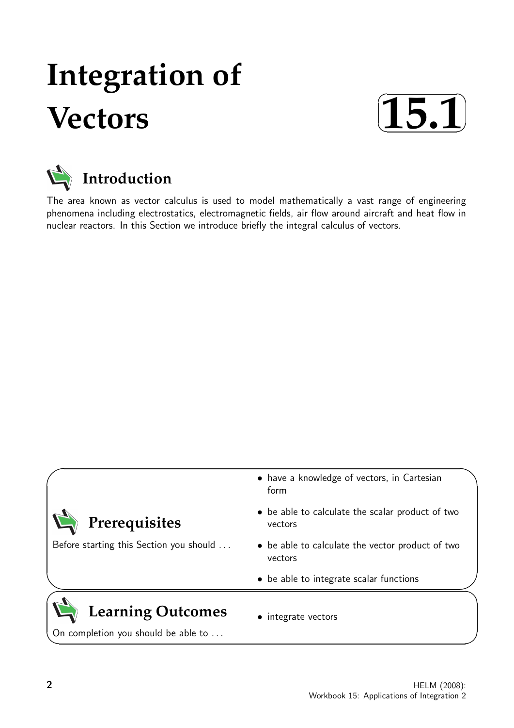# Integration of Vectors

15.1

## Introduction

The area known as vector calculus is used to model mathematically a vast range of engineering phenomena including electrostatics, electromagnetic fields, air flow around aircraft and heat flow in nuclear reactors. In this Section we introduce briefly the integral calculus of vectors.

## Prerequisites

Before starting this Section you should ...

- have a knowledge of vectors, in Cartesian form
- be able to calculate the scalar product of two vectors
- be able to calculate the vector product of two vectors
- be able to integrate scalar functions

## Learning Outcomes

On completion you should be able to ...

- integrate vectors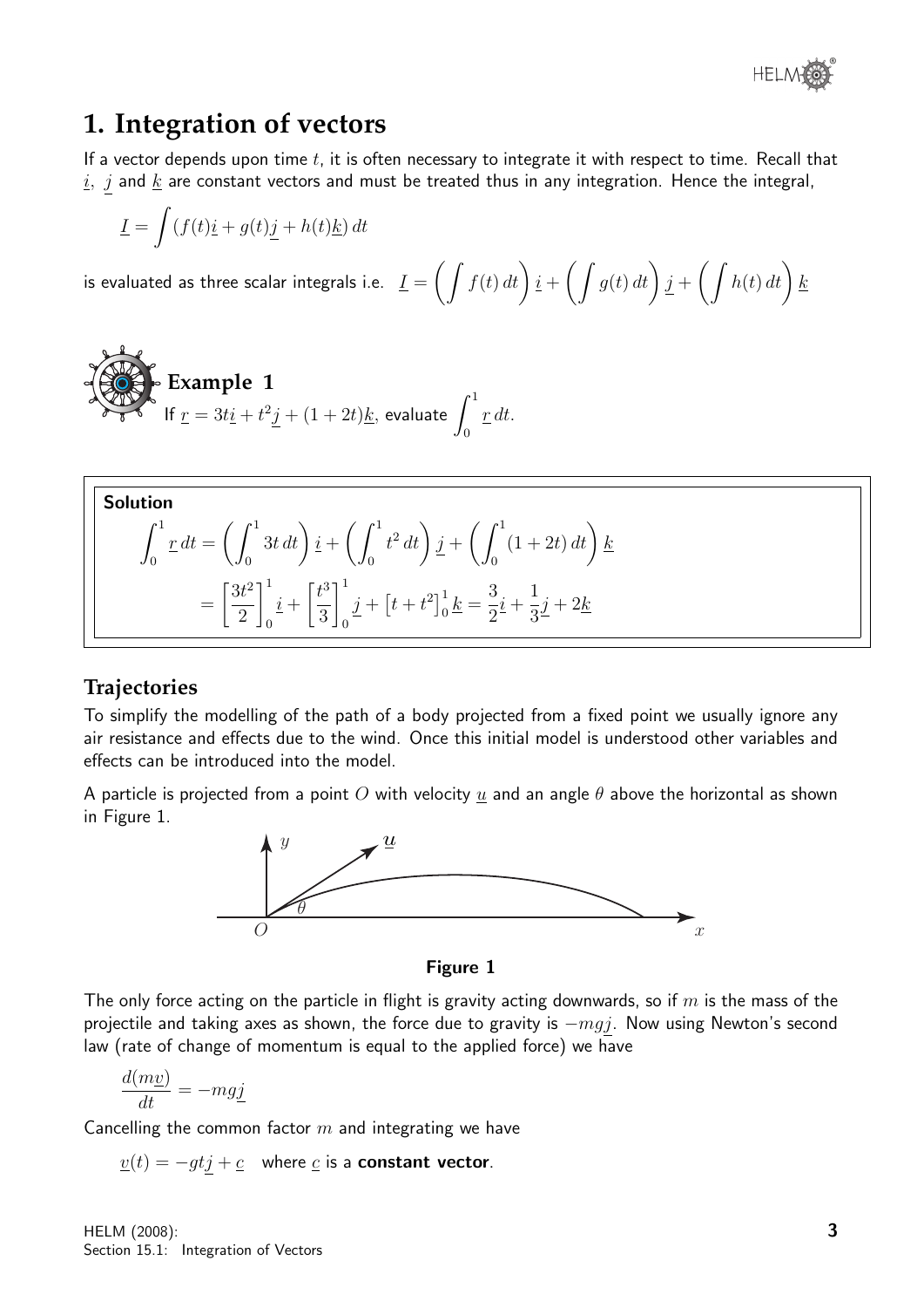# 1. Integration of vectors

If a vector depends upon time $t$, it is often necessary to integrate it with respect to time. Recall that $\underline{i}$, $\underline{j}$ and $\underline{k}$ are constant vectors and must be treated thus in any integration. Hence the integral,

$$\underline{I} = \int (f(t)\underline{i} + g(t)\underline{j} + h(t)\underline{k})\,dt$$

is evaluated as three scalar integrals i.e. $\underline{I} = \left(\int f(t)\,dt\right)\underline{i} + \left(\int g(t)\,dt\right)\underline{j} + \left(\int h(t)\,dt\right)\underline{k}$

## Example 1

If $\underline{r} = 3t\underline{i} + t^2\underline{j} + (1+2t)\underline{k}$, evaluate $\displaystyle\int_0^1 \underline{r}\,dt$.

**Solution**

$$\int_0^1 \underline{r}\,dt = \left(\int_0^1 3t\,dt\right)\underline{i} + \left(\int_0^1 t^2\,dt\right)\underline{j} + \left(\int_0^1 (1+2t)\,dt\right)\underline{k}$$

$$= \left[\frac{3t^2}{2}\right]_0^1\underline{i} + \left[\frac{t^3}{3}\right]_0^1\underline{j} + \left[t+t^2\right]_0^1\underline{k} = \frac{3}{2}\underline{i} + \frac{1}{3}\underline{j} + 2\underline{k}$$

## Trajectories

To simplify the modelling of the path of a body projected from a fixed point we usually ignore any air resistance and effects due to the wind. Once this initial model is understood other variables and effects can be introduced into the model.

A particle is projected from a point $O$ with velocity $\underline{u}$ and an angle $\theta$ above the horizontal as shown in Figure 1.

**Figure 1**

The only force acting on the particle in flight is gravity acting downwards, so if $m$ is the mass of the projectile and taking axes as shown, the force due to gravity is $-mg\underline{j}$. Now using Newton's second law (rate of change of momentum is equal to the applied force) we have

$$\frac{d(m\underline{v})}{dt} = -mg\underline{j}$$

Cancelling the common factor $m$ and integrating we have

$\underline{v}(t) = -gt\underline{j} + \underline{c}$ where $\underline{c}$ is a **constant vector**.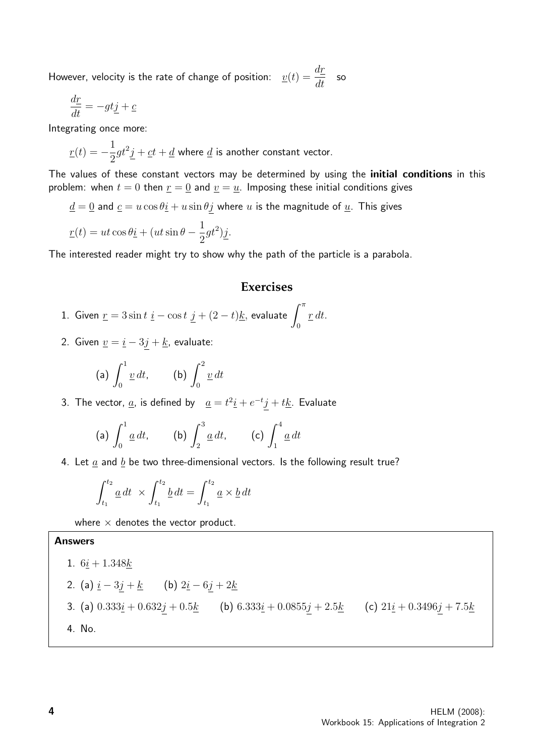However, velocity is the rate of change of position: $\underline{v}(t) = \dfrac{d\underline{r}}{dt}$ so

$$\frac{d\underline{r}}{dt} = -gt\underline{j} + \underline{c}$$

Integrating once more:

$$\underline{r}(t) = -\frac{1}{2}gt^2\underline{j} + \underline{c}t + \underline{d} \text{ where } \underline{d} \text{ is another constant vector.}$$

The values of these constant vectors may be determined by using the **initial conditions** in this problem: when $t = 0$ then $\underline{r} = \underline{0}$ and $\underline{v} = \underline{u}$. Imposing these initial conditions gives

$\underline{d} = \underline{0}$ and $\underline{c} = u\cos\theta\underline{i} + u\sin\theta\underline{j}$ where $u$ is the magnitude of $\underline{u}$. This gives

$$\underline{r}(t) = ut\cos\theta\underline{i} + (ut\sin\theta - \frac{1}{2}gt^2)\underline{j}.$$

The interested reader might try to show why the path of the particle is a parabola.

## Exercises

1. Given $\underline{r} = 3\sin t\ \underline{i} - \cos t\ \underline{j} + (2-t)\underline{k}$, evaluate $\displaystyle\int_0^\pi \underline{r}\,dt$.

2. Given $\underline{v} = \underline{i} - 3\underline{j} + \underline{k}$, evaluate:

   (a) $\displaystyle\int_0^1 \underline{v}\,dt$, (b) $\displaystyle\int_0^2 \underline{v}\,dt$

3. The vector, $\underline{a}$, is defined by $\underline{a} = t^2\underline{i} + e^{-t}\underline{j} + t\underline{k}$. Evaluate

   (a) $\displaystyle\int_0^1 \underline{a}\,dt$, (b) $\displaystyle\int_2^3 \underline{a}\,dt$, (c) $\displaystyle\int_1^4 \underline{a}\,dt$

4. Let $\underline{a}$ and $\underline{b}$ be two three-dimensional vectors. Is the following result true?

   $$\int_{t_1}^{t_2} \underline{a}\,dt \times \int_{t_1}^{t_2} \underline{b}\,dt = \int_{t_1}^{t_2} \underline{a} \times \underline{b}\,dt$$

   where $\times$ denotes the vector product.

**Answers**

1. $6\underline{i} + 1.348\underline{k}$
2. (a) $\underline{i} - 3\underline{j} + \underline{k}$ (b) $2\underline{i} - 6\underline{j} + 2\underline{k}$
3. (a) $0.333\underline{i} + 0.632\underline{j} + 0.5\underline{k}$ (b) $6.333\underline{i} + 0.0855\underline{j} + 2.5\underline{k}$ (c) $21\underline{i} + 0.3496\underline{j} + 7.5\underline{k}$
4. No.